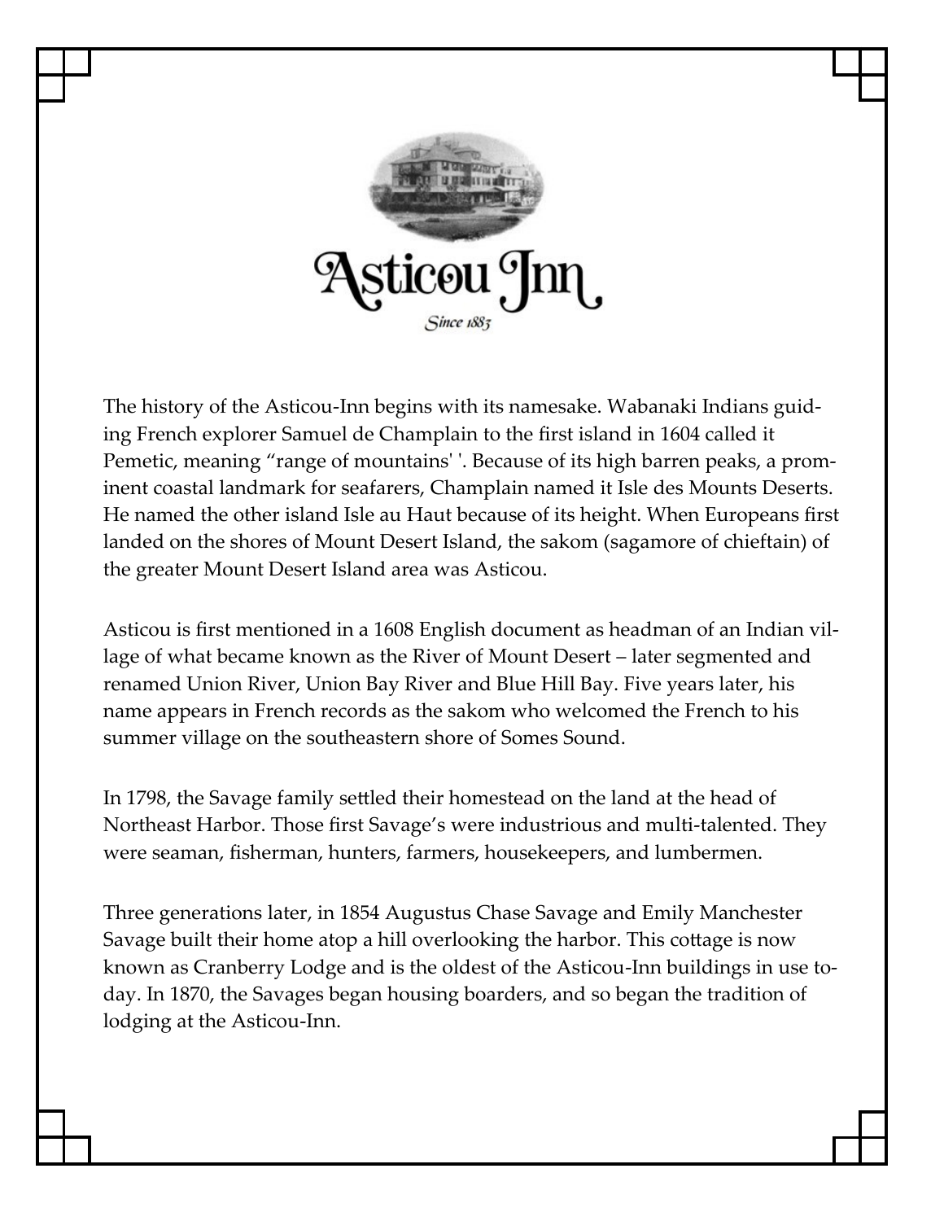# Asticou Inn

*Since 1883*

The history of the Asticou-Inn begins with its namesake. Wabanaki Indians guiding French explorer Samuel de Champlain to the first island in 1604 called it Pemetic, meaning "range of mountains' '. Because of its high barren peaks, a prominent coastal landmark for seafarers, Champlain named it Isle des Mounts Deserts. He named the other island Isle au Haut because of its height. When Europeans first landed on the shores of Mount Desert Island, the sakom (sagamore of chieftain) of the greater Mount Desert Island area was Asticou.

Asticou is first mentioned in a 1608 English document as headman of an Indian village of what became known as the River of Mount Desert – later segmented and renamed Union River, Union Bay River and Blue Hill Bay. Five years later, his name appears in French records as the sakom who welcomed the French to his summer village on the southeastern shore of Somes Sound.

In 1798, the Savage family settled their homestead on the land at the head of Northeast Harbor. Those first Savage's were industrious and multi-talented. They were seaman, fisherman, hunters, farmers, housekeepers, and lumbermen.

Three generations later, in 1854 Augustus Chase Savage and Emily Manchester Savage built their home atop a hill overlooking the harbor. This cottage is now known as Cranberry Lodge and is the oldest of the Asticou-Inn buildings in use today. In 1870, the Savages began housing boarders, and so began the tradition of lodging at the Asticou-Inn.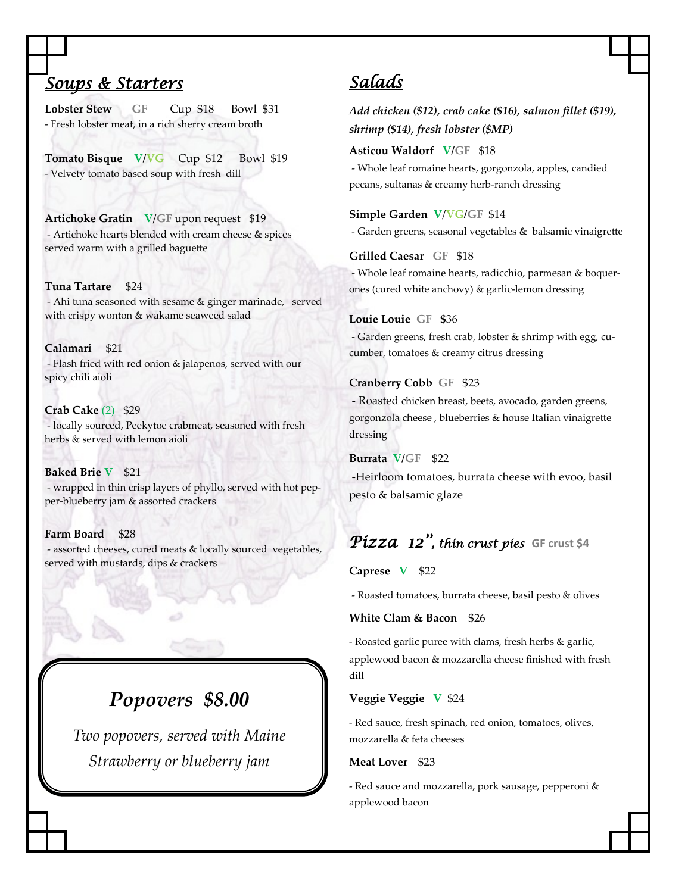## Soups & Starters

**Lobster Stew** GF Cup $18 Bowl $31
- Fresh lobster meat, in a rich sherry cream broth

**Tomato Bisque** V/VG Cup $12 Bowl $19
- Velvety tomato based soup with fresh dill

**Artichoke Gratin** V/GF upon request $19
- Artichoke hearts blended with cream cheese & spices served warm with a grilled baguette

**Tuna Tartare** $24
- Ahi tuna seasoned with sesame & ginger marinade, served with crispy wonton & wakame seaweed salad

**Calamari** $21
- Flash fried with red onion & jalapenos, served with our spicy chili aioli

**Crab Cake** (2) $29
- locally sourced, Peekytoe crabmeat, seasoned with fresh herbs & served with lemon aioli

**Baked Brie** V $21
- wrapped in thin crisp layers of phyllo, served with hot pepper-blueberry jam & assorted crackers

**Farm Board** $28
- assorted cheeses, cured meats & locally sourced vegetables, served with mustards, dips & crackers

### *Popovers $8.00*

*Two popovers, served with Maine Strawberry or blueberry jam*

## Salads

***Add chicken ($12), crab cake ($16), salmon fillet ($19), shrimp ($14), fresh lobster ($MP)***

**Asticou Waldorf** V/GF $18
- Whole leaf romaine hearts, gorgonzola, apples, candied pecans, sultanas & creamy herb-ranch dressing

**Simple Garden** V/VG/GF $14
- Garden greens, seasonal vegetables & balsamic vinaigrette

**Grilled Caesar** GF $18
- Whole leaf romaine hearts, radicchio, parmesan & boquerones (cured white anchovy) & garlic-lemon dressing

**Louie Louie** GF **$**36
- Garden greens, fresh crab, lobster & shrimp with egg, cucumber, tomatoes & creamy citrus dressing

**Cranberry Cobb** GF $23
- Roasted chicken breast, beets, avocado, garden greens, gorgonzola cheese , blueberries & house Italian vinaigrette dressing

**Burrata** V/GF $22
-Heirloom tomatoes, burrata cheese with evoo, basil pesto & balsamic glaze

## Pizza 12", *thin crust pies* GF crust $4

**Caprese** V $22
- Roasted tomatoes, burrata cheese, basil pesto & olives

**White Clam & Bacon** $26
- Roasted garlic puree with clams, fresh herbs & garlic, applewood bacon & mozzarella cheese finished with fresh dill

**Veggie Veggie** V $24
- Red sauce, fresh spinach, red onion, tomatoes, olives, mozzarella & feta cheeses

**Meat Lover** $23
- Red sauce and mozzarella, pork sausage, pepperoni & applewood bacon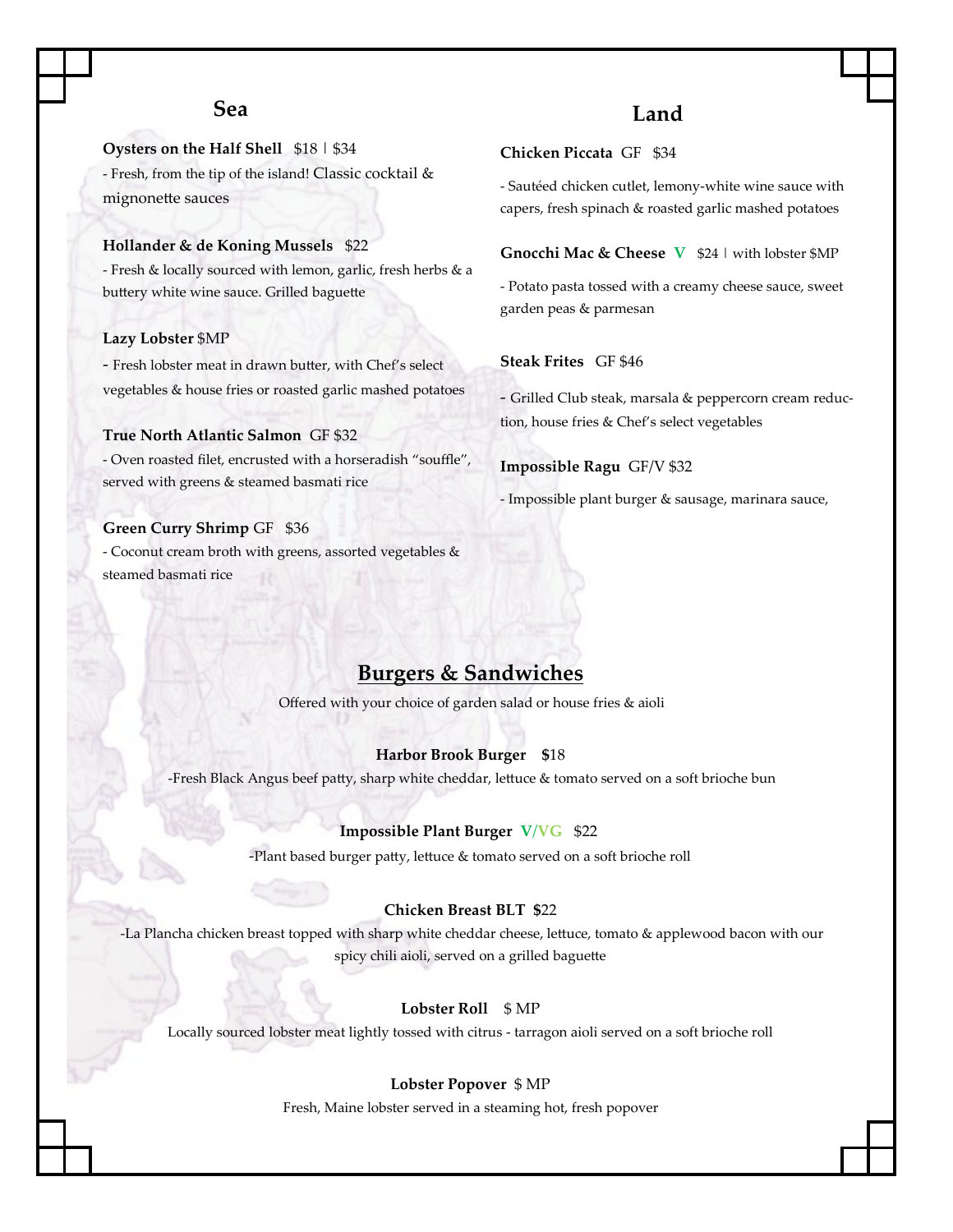## Sea

**Oysters on the Half Shell** $18 | $34

- Fresh, from the tip of the island! Classic cocktail & mignonette sauces

**Hollander & de Koning Mussels** $22

- Fresh & locally sourced with lemon, garlic, fresh herbs & a buttery white wine sauce. Grilled baguette

**Lazy Lobster** $MP

- Fresh lobster meat in drawn butter, with Chef's select vegetables & house fries or roasted garlic mashed potatoes

**True North Atlantic Salmon** GF $32

- Oven roasted filet, encrusted with a horseradish "souffle", served with greens & steamed basmati rice

**Green Curry Shrimp** GF $36

- Coconut cream broth with greens, assorted vegetables & steamed basmati rice

## Land

**Chicken Piccata** GF $34

- Sautéed chicken cutlet, lemony-white wine sauce with capers, fresh spinach & roasted garlic mashed potatoes

**Gnocchi Mac & Cheese** V $24 | with lobster $MP

- Potato pasta tossed with a creamy cheese sauce, sweet garden peas & parmesan

**Steak Frites** GF $46

- Grilled Club steak, marsala & peppercorn cream reduction, house fries & Chef's select vegetables

**Impossible Ragu** GF/V $32

- Impossible plant burger & sausage, marinara sauce,

## Burgers & Sandwiches

Offered with your choice of garden salad or house fries & aioli

**Harbor Brook Burger** $18

-Fresh Black Angus beef patty, sharp white cheddar, lettuce & tomato served on a soft brioche bun

**Impossible Plant Burger** V/VG $22

-Plant based burger patty, lettuce & tomato served on a soft brioche roll

**Chicken Breast BLT** $22

-La Plancha chicken breast topped with sharp white cheddar cheese, lettuce, tomato & applewood bacon with our spicy chili aioli, served on a grilled baguette

**Lobster Roll** $ MP

Locally sourced lobster meat lightly tossed with citrus - tarragon aioli served on a soft brioche roll

**Lobster Popover** $ MP

Fresh, Maine lobster served in a steaming hot, fresh popover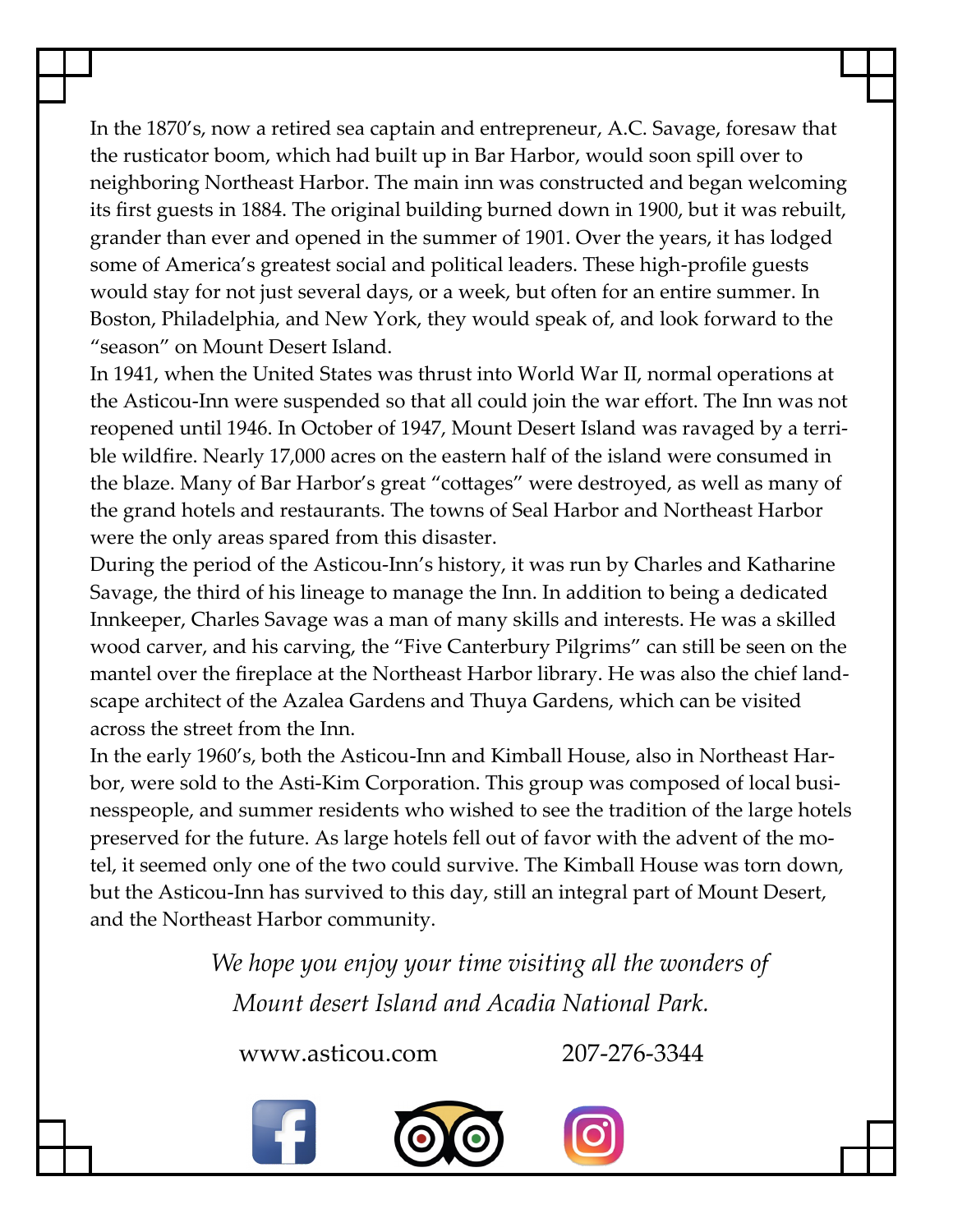In the 1870's, now a retired sea captain and entrepreneur, A.C. Savage, foresaw that the rusticator boom, which had built up in Bar Harbor, would soon spill over to neighboring Northeast Harbor. The main inn was constructed and began welcoming its first guests in 1884. The original building burned down in 1900, but it was rebuilt, grander than ever and opened in the summer of 1901. Over the years, it has lodged some of America's greatest social and political leaders. These high-profile guests would stay for not just several days, or a week, but often for an entire summer. In Boston, Philadelphia, and New York, they would speak of, and look forward to the "season" on Mount Desert Island.

In 1941, when the United States was thrust into World War II, normal operations at the Asticou-Inn were suspended so that all could join the war effort. The Inn was not reopened until 1946. In October of 1947, Mount Desert Island was ravaged by a terrible wildfire. Nearly 17,000 acres on the eastern half of the island were consumed in the blaze. Many of Bar Harbor's great "cottages" were destroyed, as well as many of the grand hotels and restaurants. The towns of Seal Harbor and Northeast Harbor were the only areas spared from this disaster.

During the period of the Asticou-Inn's history, it was run by Charles and Katharine Savage, the third of his lineage to manage the Inn. In addition to being a dedicated Innkeeper, Charles Savage was a man of many skills and interests. He was a skilled wood carver, and his carving, the "Five Canterbury Pilgrims" can still be seen on the mantel over the fireplace at the Northeast Harbor library. He was also the chief landscape architect of the Azalea Gardens and Thuya Gardens, which can be visited across the street from the Inn.

In the early 1960's, both the Asticou-Inn and Kimball House, also in Northeast Harbor, were sold to the Asti-Kim Corporation. This group was composed of local businesspeople, and summer residents who wished to see the tradition of the large hotels preserved for the future. As large hotels fell out of favor with the advent of the motel, it seemed only one of the two could survive. The Kimball House was torn down, but the Asticou-Inn has survived to this day, still an integral part of Mount Desert, and the Northeast Harbor community.

*We hope you enjoy your time visiting all the wonders of Mount desert Island and Acadia National Park.*

www.asticou.com 207-276-3344